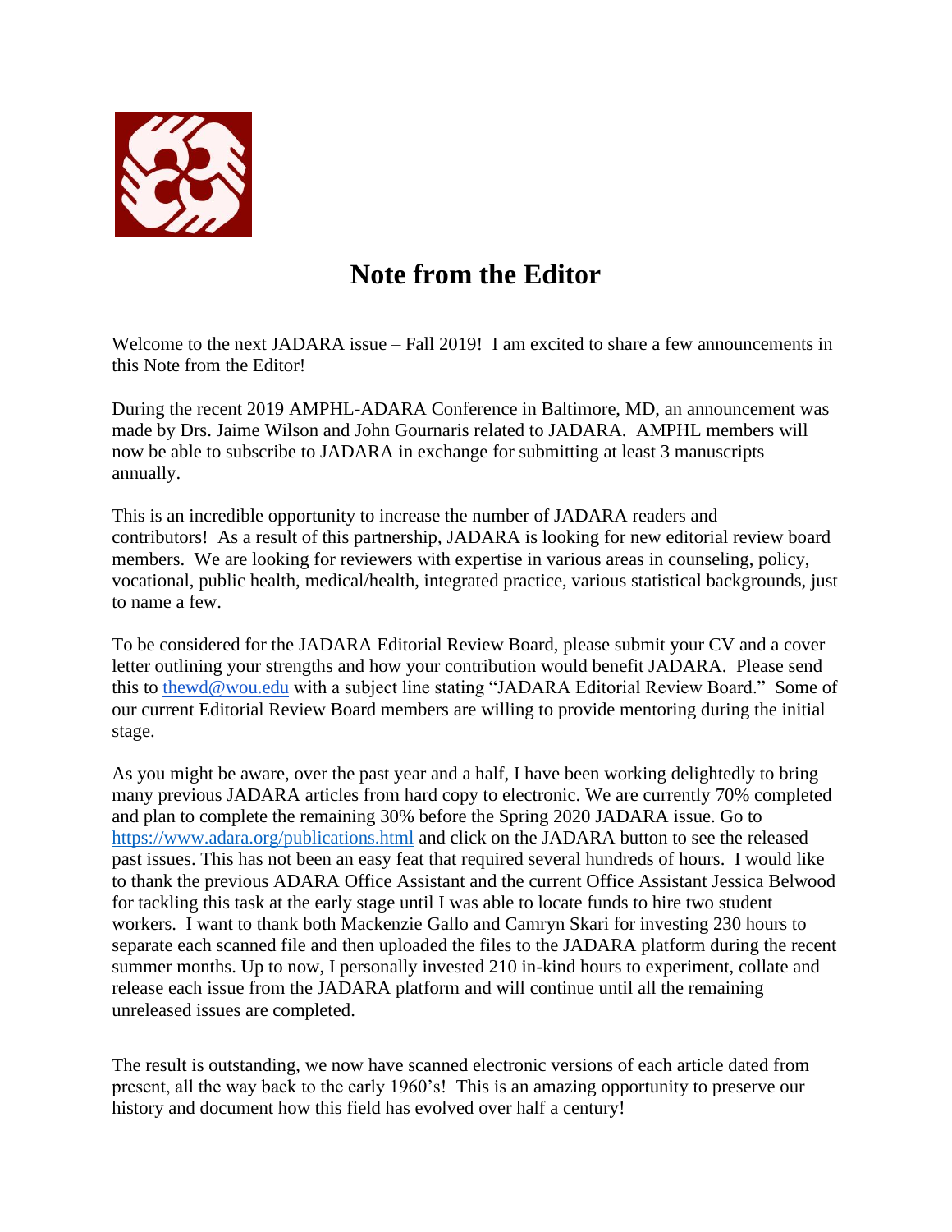# Note from the Editor

Welcome to the next JADARA issue – Fall 2019! I am excited to share a few announcements in this Note from the Editor!

During the recent 2019 AMPHL-ADARA Conference in Baltimore, MD, an announcement was made by Drs. Jaime Wilson and John Gournaris related to JADARA. AMPHL members will now be able to subscribe to JADARA in exchange for submitting at least 3 manuscripts annually.

This is an incredible opportunity to increase the number of JADARA readers and contributors! As a result of this partnership, JADARA is looking for new editorial review board members. We are looking for reviewers with expertise in various areas in counseling, policy, vocational, public health, medical/health, integrated practice, various statistical backgrounds, just to name a few.

To be considered for the JADARA Editorial Review Board, please submit your CV and a cover letter outlining your strengths and how your contribution would benefit JADARA. Please send this to [thewd@wou.edu](mailto:thewd@wou.edu) with a subject line stating "JADARA Editorial Review Board." Some of our current Editorial Review Board members are willing to provide mentoring during the initial stage.

As you might be aware, over the past year and a half, I have been working delightedly to bring many previous JADARA articles from hard copy to electronic. We are currently 70% completed and plan to complete the remaining 30% before the Spring 2020 JADARA issue. Go to [https://www.adara.org/publications.html](https://www.adara.org/publications.html) and click on the JADARA button to see the released past issues. This has not been an easy feat that required several hundreds of hours. I would like to thank the previous ADARA Office Assistant and the current Office Assistant Jessica Belwood for tackling this task at the early stage until I was able to locate funds to hire two student workers. I want to thank both Mackenzie Gallo and Camryn Skari for investing 230 hours to separate each scanned file and then uploaded the files to the JADARA platform during the recent summer months. Up to now, I personally invested 210 in-kind hours to experiment, collate and release each issue from the JADARA platform and will continue until all the remaining unreleased issues are completed.

The result is outstanding, we now have scanned electronic versions of each article dated from present, all the way back to the early 1960's! This is an amazing opportunity to preserve our history and document how this field has evolved over half a century!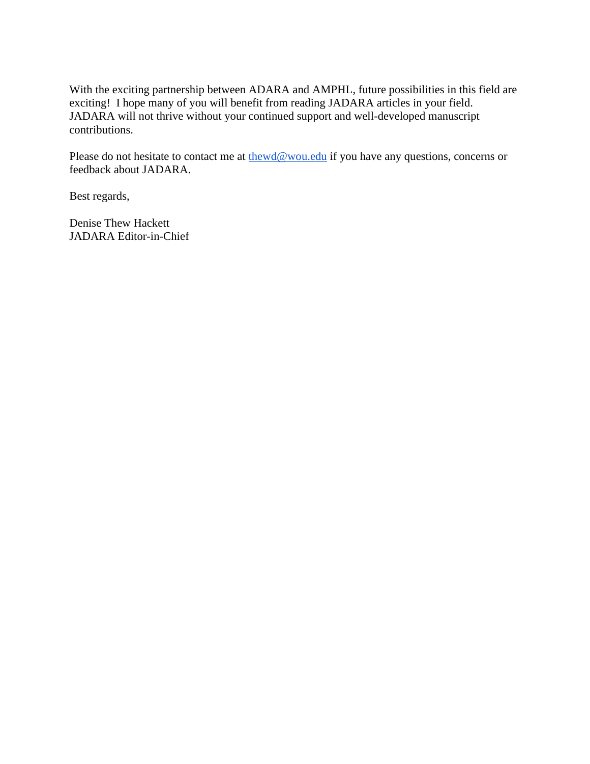With the exciting partnership between ADARA and AMPHL, future possibilities in this field are exciting! I hope many of you will benefit from reading JADARA articles in your field. JADARA will not thrive without your continued support and well-developed manuscript contributions.

Please do not hesitate to contact me at thewd@wou.edu if you have any questions, concerns or feedback about JADARA.

Best regards,

Denise Thew Hackett
JADARA Editor-in-Chief